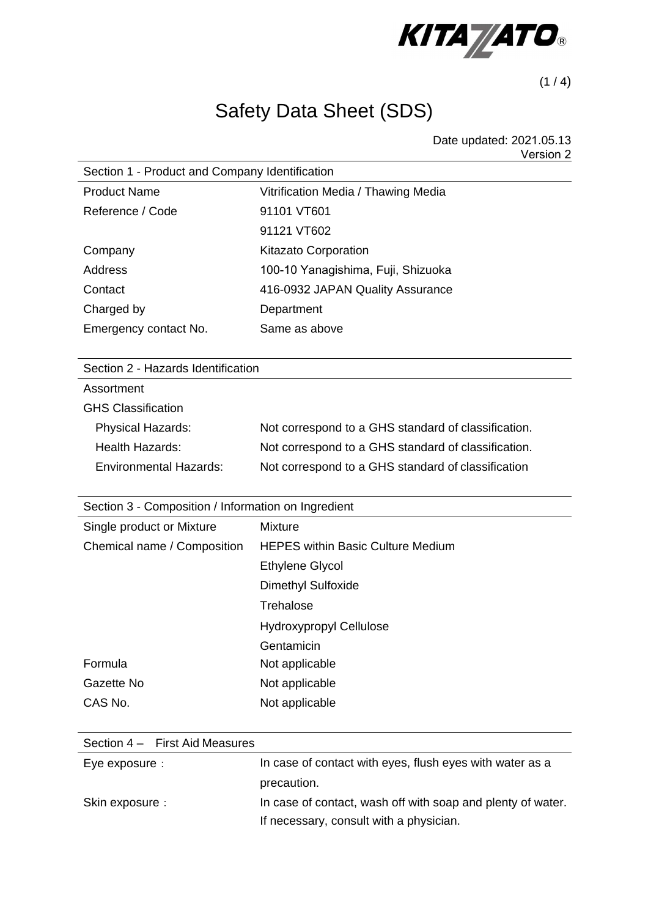KITAZATO®

# Safety Data Sheet (SDS)

Date updated: 2021.05.13
Version 2

## Section 1 - Product and Company Identification

| | |
|---|---|
| Product Name | Vitrification Media / Thawing Media |
| Reference / Code | 91101 VT601 |
| | 91121 VT602 |
| Company | Kitazato Corporation |
| Address | 100-10 Yanagishima, Fuji, Shizuoka |
| Contact | 416-0932 JAPAN Quality Assurance |
| Charged by | Department |
| Emergency contact No. | Same as above |

## Section 2 - Hazards Identification

Assortment

GHS Classification

| | |
|---|---|
| Physical Hazards: | Not correspond to a GHS standard of classification. |
| Health Hazards: | Not correspond to a GHS standard of classification. |
| Environmental Hazards: | Not correspond to a GHS standard of classification |

## Section 3 - Composition / Information on Ingredient

| | |
|---|---|
| Single product or Mixture | Mixture |
| Chemical name / Composition | HEPES within Basic Culture Medium |
| | Ethylene Glycol |
| | Dimethyl Sulfoxide |
| | Trehalose |
| | Hydroxypropyl Cellulose |
| | Gentamicin |
| Formula | Not applicable |
| Gazette No | Not applicable |
| CAS No. | Not applicable |

## Section 4 – First Aid Measures

| | |
|---|---|
| Eye exposure： | In case of contact with eyes, flush eyes with water as a precaution. |
| Skin exposure： | In case of contact, wash off with soap and plenty of water. If necessary, consult with a physician. |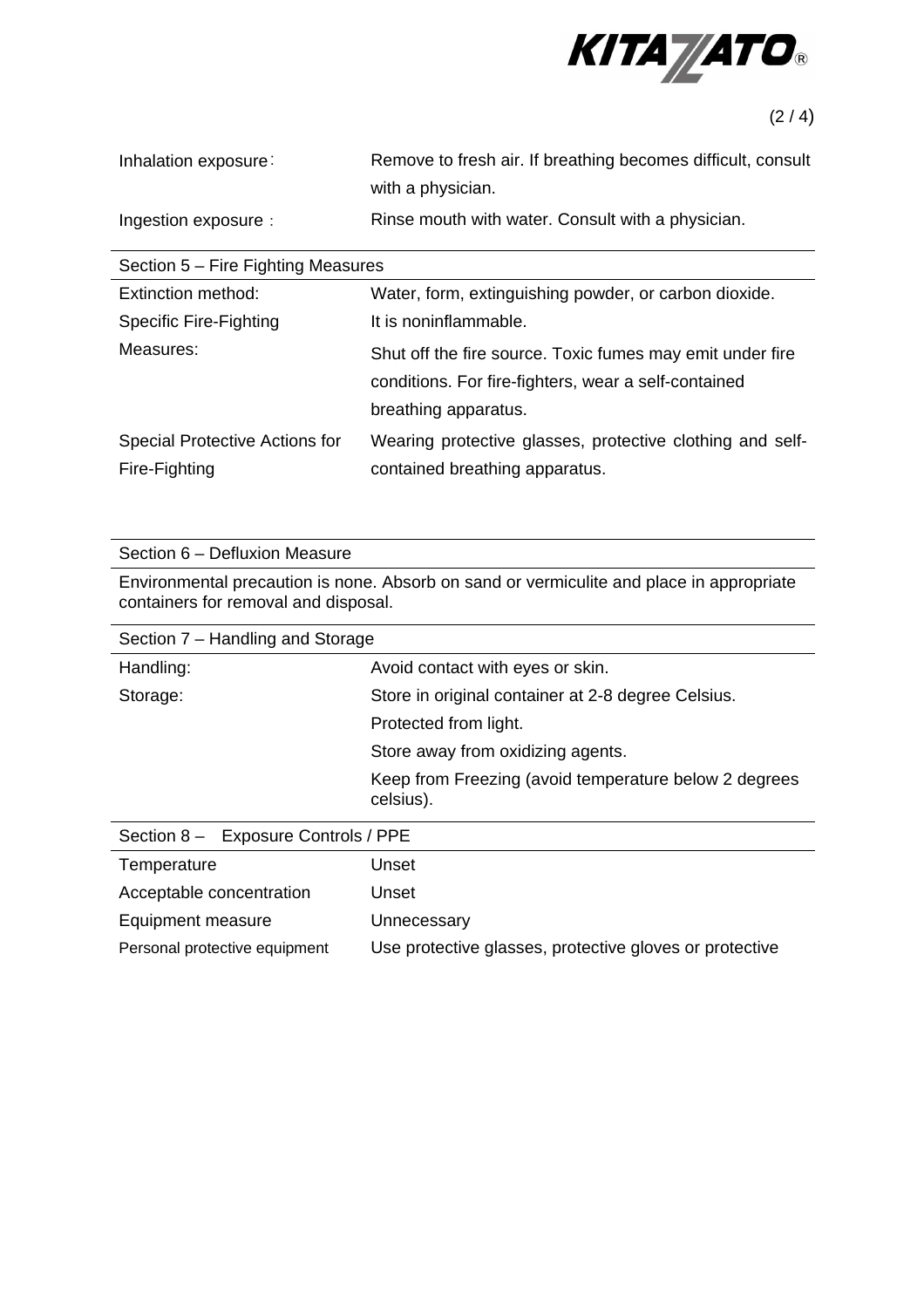| | |
|---|---|
| Inhalation exposure： | Remove to fresh air. If breathing becomes difficult, consult with a physician. |
| Ingestion exposure： | Rinse mouth with water. Consult with a physician. |

## Section 5 – Fire Fighting Measures

| | |
|---|---|
| Extinction method: | Water, form, extinguishing powder, or carbon dioxide. |
| Specific Fire-Fighting Measures: | It is noninflammable.<br>Shut off the fire source. Toxic fumes may emit under fire conditions. For fire-fighters, wear a self-contained breathing apparatus. |
| Special Protective Actions for Fire-Fighting | Wearing protective glasses, protective clothing and self-contained breathing apparatus. |

## Section 6 – Defluxion Measure

Environmental precaution is none. Absorb on sand or vermiculite and place in appropriate containers for removal and disposal.

## Section 7 – Handling and Storage

| | |
|---|---|
| Handling: | Avoid contact with eyes or skin. |
| Storage: | Store in original container at 2-8 degree Celsius.<br>Protected from light.<br>Store away from oxidizing agents.<br>Keep from Freezing (avoid temperature below 2 degrees celsius). |

## Section 8 – Exposure Controls / PPE

| | |
|---|---|
| Temperature | Unset |
| Acceptable concentration | Unset |
| Equipment measure | Unnecessary |
| Personal protective equipment | Use protective glasses, protective gloves or protective |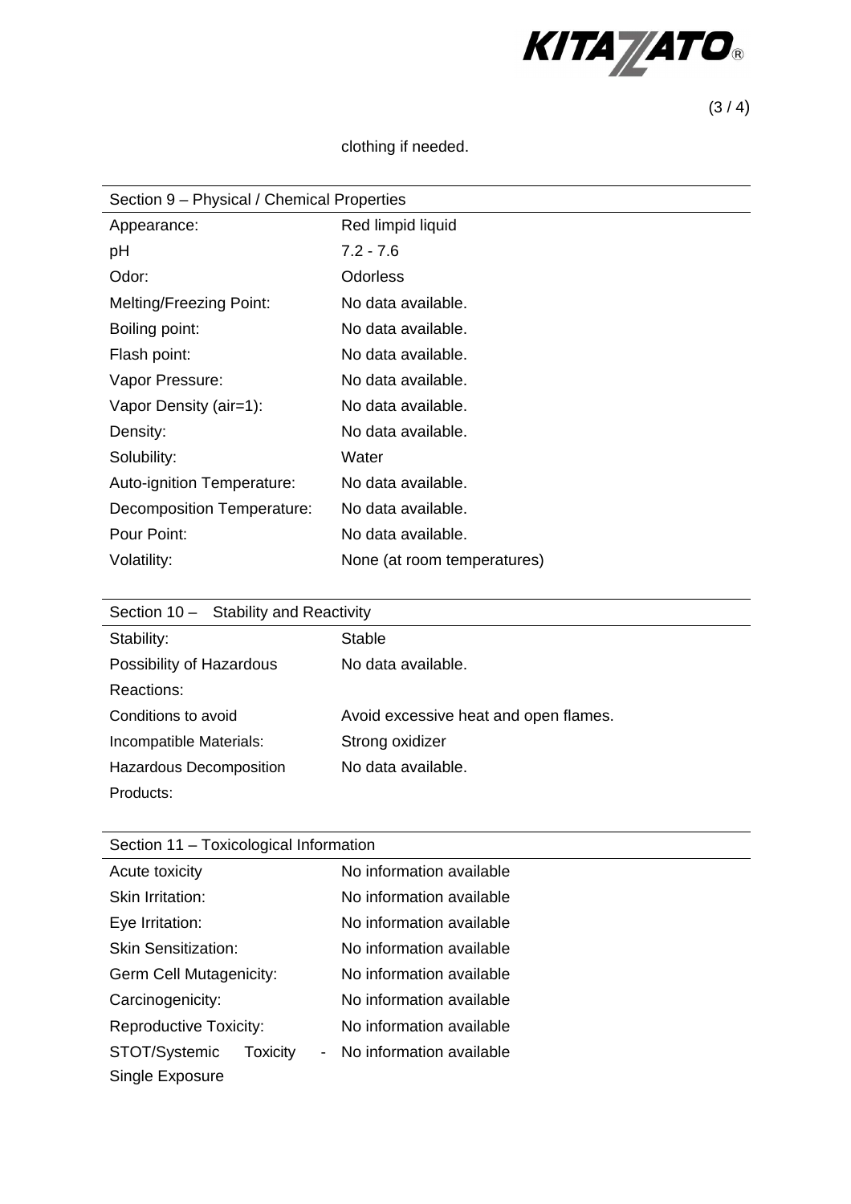clothing if needed.

| Section 9 – Physical / Chemical Properties | |
|---|---|
| Appearance: | Red limpid liquid |
| pH | 7.2 - 7.6 |
| Odor: | Odorless |
| Melting/Freezing Point: | No data available. |
| Boiling point: | No data available. |
| Flash point: | No data available. |
| Vapor Pressure: | No data available. |
| Vapor Density (air=1): | No data available. |
| Density: | No data available. |
| Solubility: | Water |
| Auto-ignition Temperature: | No data available. |
| Decomposition Temperature: | No data available. |
| Pour Point: | No data available. |
| Volatility: | None (at room temperatures) |

| Section 10 – Stability and Reactivity | |
|---|---|
| Stability: | Stable |
| Possibility of Hazardous Reactions: | No data available. |
| Conditions to avoid | Avoid excessive heat and open flames. |
| Incompatible Materials: | Strong oxidizer |
| Hazardous Decomposition Products: | No data available. |

| Section 11 – Toxicological Information | |
|---|---|
| Acute toxicity | No information available |
| Skin Irritation: | No information available |
| Eye Irritation: | No information available |
| Skin Sensitization: | No information available |
| Germ Cell Mutagenicity: | No information available |
| Carcinogenicity: | No information available |
| Reproductive Toxicity: | No information available |
| STOT/Systemic Toxicity - Single Exposure | No information available |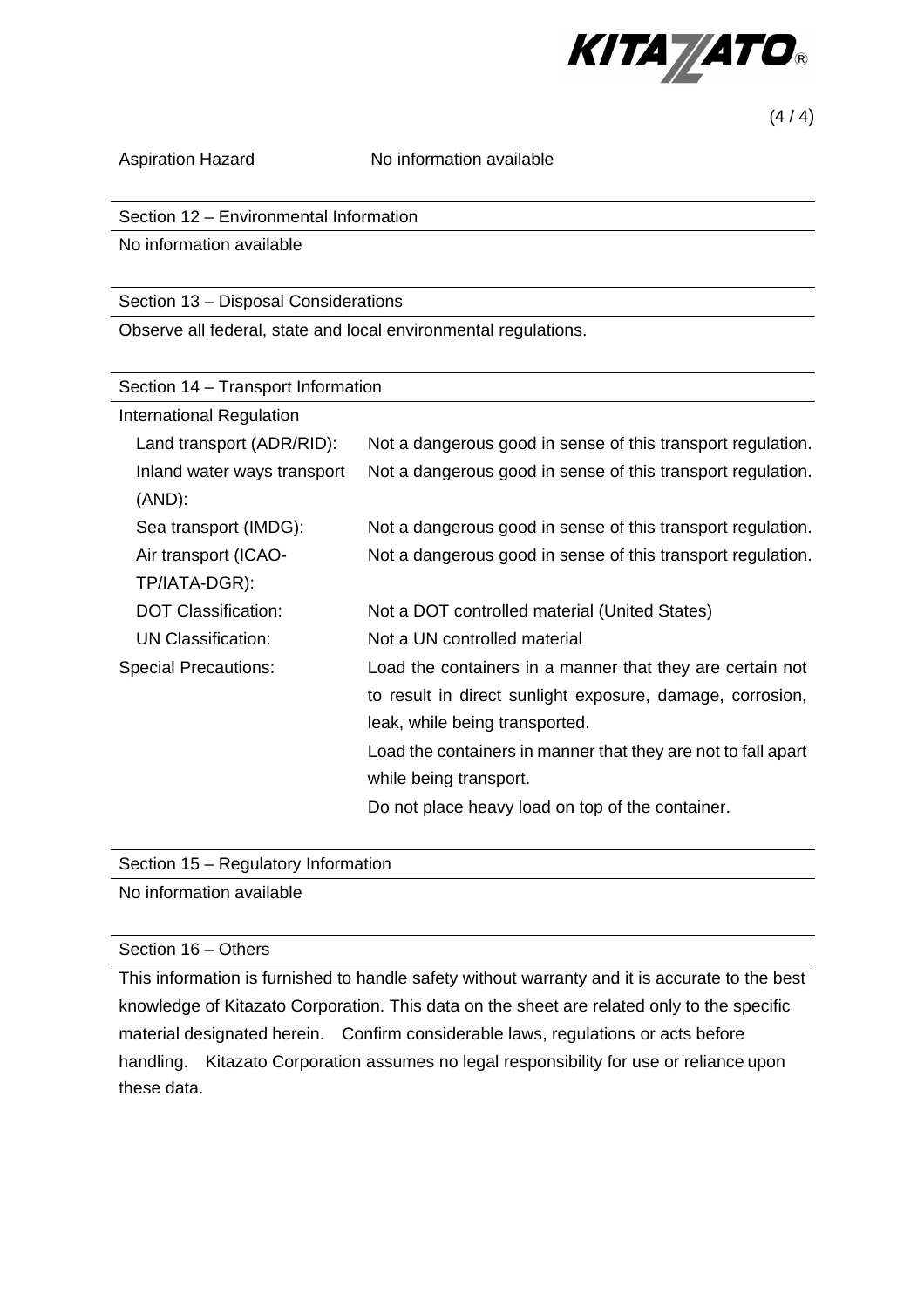| | |
|---|---|
| Aspiration Hazard | No information available |

## Section 12 – Environmental Information

No information available

## Section 13 – Disposal Considerations

Observe all federal, state and local environmental regulations.

## Section 14 – Transport Information

International Regulation

| | |
|---|---|
| Land transport (ADR/RID): | Not a dangerous good in sense of this transport regulation. |
| Inland water ways transport (AND): | Not a dangerous good in sense of this transport regulation. |
| Sea transport (IMDG): | Not a dangerous good in sense of this transport regulation. |
| Air transport (ICAO-TP/IATA-DGR): | Not a dangerous good in sense of this transport regulation. |
| DOT Classification: | Not a DOT controlled material (United States) |
| UN Classification: | Not a UN controlled material |
| Special Precautions: | Load the containers in a manner that they are certain not to result in direct sunlight exposure, damage, corrosion, leak, while being transported. Load the containers in manner that they are not to fall apart while being transport. Do not place heavy load on top of the container. |

## Section 15 – Regulatory Information

No information available

## Section 16 – Others

This information is furnished to handle safety without warranty and it is accurate to the best knowledge of Kitazato Corporation. This data on the sheet are related only to the specific material designated herein. Confirm considerable laws, regulations or acts before handling. Kitazato Corporation assumes no legal responsibility for use or reliance upon these data.